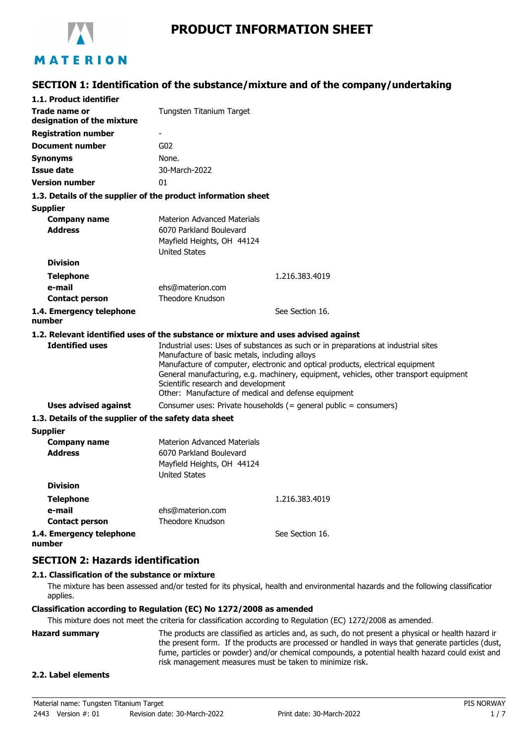# PRODUCT INFORMATION SHEET

## SECTION 1: Identification of the substance/mixture and of the company/undertaking

### 1.1. Product identifier

| | |
|---|---|
| **Trade name or designation of the mixture** | Tungsten Titanium Target |
| **Registration number** | - |
| **Document number** | G02 |
| **Synonyms** | None. |
| **Issue date** | 30-March-2022 |
| **Version number** | 01 |

### 1.3. Details of the supplier of the product information sheet

**Supplier**

| | |
|---|---|
| **Company name** | Materion Advanced Materials |
| **Address** | 6070 Parkland Boulevard<br>Mayfield Heights, OH 44124<br>United States |
| **Division** | |
| **Telephone** | 1.216.383.4019 |
| **e-mail** | ehs@materion.com |
| **Contact person** | Theodore Knudson |

**1.4. Emergency telephone number** See Section 16.

### 1.2. Relevant identified uses of the substance or mixture and uses advised against

**Identified uses**
Industrial uses: Uses of substances as such or in preparations at industrial sites
Manufacture of basic metals, including alloys
Manufacture of computer, electronic and optical products, electrical equipment
General manufacturing, e.g. machinery, equipment, vehicles, other transport equipment
Scientific research and development
Other: Manufacture of medical and defense equipment

**Uses advised against** Consumer uses: Private households (= general public = consumers)

### 1.3. Details of the supplier of the safety data sheet

**Supplier**

| | |
|---|---|
| **Company name** | Materion Advanced Materials |
| **Address** | 6070 Parkland Boulevard<br>Mayfield Heights, OH 44124<br>United States |
| **Division** | |
| **Telephone** | 1.216.383.4019 |
| **e-mail** | ehs@materion.com |
| **Contact person** | Theodore Knudson |

**1.4. Emergency telephone number** See Section 16.

## SECTION 2: Hazards identification

### 2.1. Classification of the substance or mixture

The mixture has been assessed and/or tested for its physical, health and environmental hazards and the following classification applies.

**Classification according to Regulation (EC) No 1272/2008 as amended**

This mixture does not meet the criteria for classification according to Regulation (EC) 1272/2008 as amended.

**Hazard summary** The products are classified as articles and, as such, do not present a physical or health hazard in the present form. If the products are processed or handled in ways that generate particles (dust, fume, particles or powder) and/or chemical compounds, a potential health hazard could exist and risk management measures must be taken to minimize risk.

### 2.2. Label elements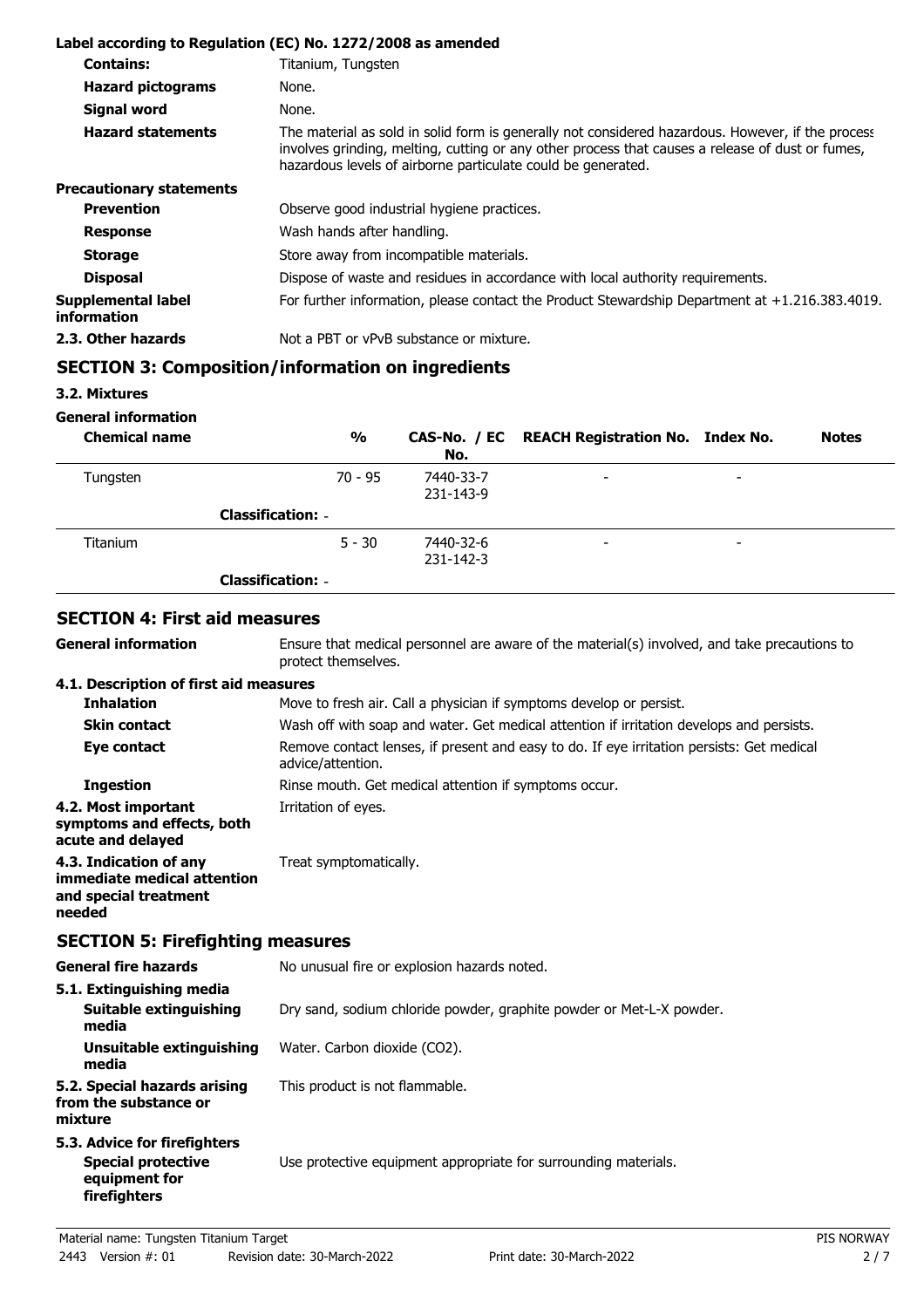**Label according to Regulation (EC) No. 1272/2008 as amended**

| | |
|---|---|
| **Contains:** | Titanium, Tungsten |
| **Hazard pictograms** | None. |
| **Signal word** | None. |
| **Hazard statements** | The material as sold in solid form is generally not considered hazardous. However, if the process involves grinding, melting, cutting or any other process that causes a release of dust or fumes, hazardous levels of airborne particulate could be generated. |

**Precautionary statements**

| | |
|---|---|
| **Prevention** | Observe good industrial hygiene practices. |
| **Response** | Wash hands after handling. |
| **Storage** | Store away from incompatible materials. |
| **Disposal** | Dispose of waste and residues in accordance with local authority requirements. |
| **Supplemental label information** | For further information, please contact the Product Stewardship Department at +1.216.383.4019. |
| **2.3. Other hazards** | Not a PBT or vPvB substance or mixture. |

## SECTION 3: Composition/information on ingredients

### 3.2. Mixtures

**General information**

| Chemical name | % | CAS-No. / EC No. | REACH Registration No. | Index No. | Notes |
|---|---|---|---|---|---|
| Tungsten | 70 - 95 | 7440-33-7 231-143-9 | - | - | |
| **Classification:** - | | | | | |
| Titanium | 5 - 30 | 7440-32-6 231-142-3 | - | - | |
| **Classification:** - | | | | | |

## SECTION 4: First aid measures

| | |
|---|---|
| **General information** | Ensure that medical personnel are aware of the material(s) involved, and take precautions to protect themselves. |

**4.1. Description of first aid measures**

| | |
|---|---|
| **Inhalation** | Move to fresh air. Call a physician if symptoms develop or persist. |
| **Skin contact** | Wash off with soap and water. Get medical attention if irritation develops and persists. |
| **Eye contact** | Remove contact lenses, if present and easy to do. If eye irritation persists: Get medical advice/attention. |
| **Ingestion** | Rinse mouth. Get medical attention if symptoms occur. |
| **4.2. Most important symptoms and effects, both acute and delayed** | Irritation of eyes. |
| **4.3. Indication of any immediate medical attention and special treatment needed** | Treat symptomatically. |

## SECTION 5: Firefighting measures

| | |
|---|---|
| **General fire hazards** | No unusual fire or explosion hazards noted. |

**5.1. Extinguishing media**

| | |
|---|---|
| **Suitable extinguishing media** | Dry sand, sodium chloride powder, graphite powder or Met-L-X powder. |
| **Unsuitable extinguishing media** | Water. Carbon dioxide ($CO_2$). |
| **5.2. Special hazards arising from the substance or mixture** | This product is not flammable. |

**5.3. Advice for firefighters**

| | |
|---|---|
| **Special protective equipment for firefighters** | Use protective equipment appropriate for surrounding materials. |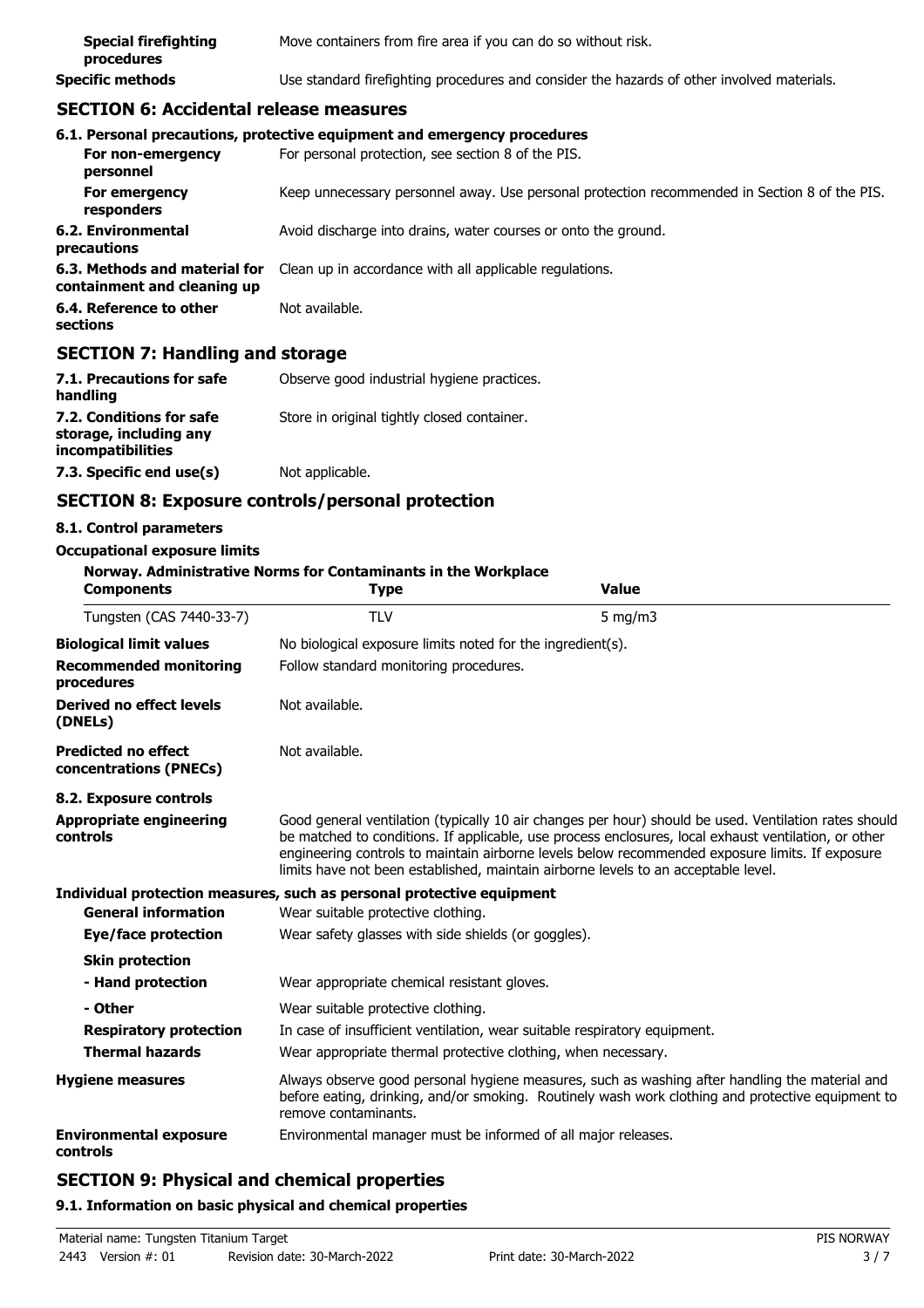**Special firefighting procedures** Move containers from fire area if you can do so without risk.

**Specific methods** Use standard firefighting procedures and consider the hazards of other involved materials.

## SECTION 6: Accidental release measures

### 6.1. Personal precautions, protective equipment and emergency procedures

**For non-emergency personnel** For personal protection, see section 8 of the PIS.

**For emergency responders** Keep unnecessary personnel away. Use personal protection recommended in Section 8 of the PIS.

**6.2. Environmental precautions** Avoid discharge into drains, water courses or onto the ground.

**6.3. Methods and material for containment and cleaning up** Clean up in accordance with all applicable regulations.

**6.4. Reference to other sections** Not available.

## SECTION 7: Handling and storage

**7.1. Precautions for safe handling** Observe good industrial hygiene practices.

**7.2. Conditions for safe storage, including any incompatibilities** Store in original tightly closed container.

**7.3. Specific end use(s)** Not applicable.

## SECTION 8: Exposure controls/personal protection

### 8.1. Control parameters

**Occupational exposure limits**

**Norway. Administrative Norms for Contaminants in the Workplace**

| Components | Type | Value |
|---|---|---|
| Tungsten (CAS 7440-33-7) | TLV | 5 mg/m3 |

**Biological limit values** No biological exposure limits noted for the ingredient(s).

**Recommended monitoring procedures** Follow standard monitoring procedures.

**Derived no effect levels (DNELs)** Not available.

**Predicted no effect concentrations (PNECs)** Not available.

### 8.2. Exposure controls

**Appropriate engineering controls** Good general ventilation (typically 10 air changes per hour) should be used. Ventilation rates should be matched to conditions. If applicable, use process enclosures, local exhaust ventilation, or other engineering controls to maintain airborne levels below recommended exposure limits. If exposure limits have not been established, maintain airborne levels to an acceptable level.

**Individual protection measures, such as personal protective equipment**

**General information** Wear suitable protective clothing.

**Eye/face protection** Wear safety glasses with side shields (or goggles).

**Skin protection**

**- Hand protection** Wear appropriate chemical resistant gloves.

**- Other** Wear suitable protective clothing.

**Respiratory protection** In case of insufficient ventilation, wear suitable respiratory equipment.

**Thermal hazards** Wear appropriate thermal protective clothing, when necessary.

**Hygiene measures** Always observe good personal hygiene measures, such as washing after handling the material and before eating, drinking, and/or smoking. Routinely wash work clothing and protective equipment to remove contaminants.

**Environmental exposure controls** Environmental manager must be informed of all major releases.

## SECTION 9: Physical and chemical properties

### 9.1. Information on basic physical and chemical properties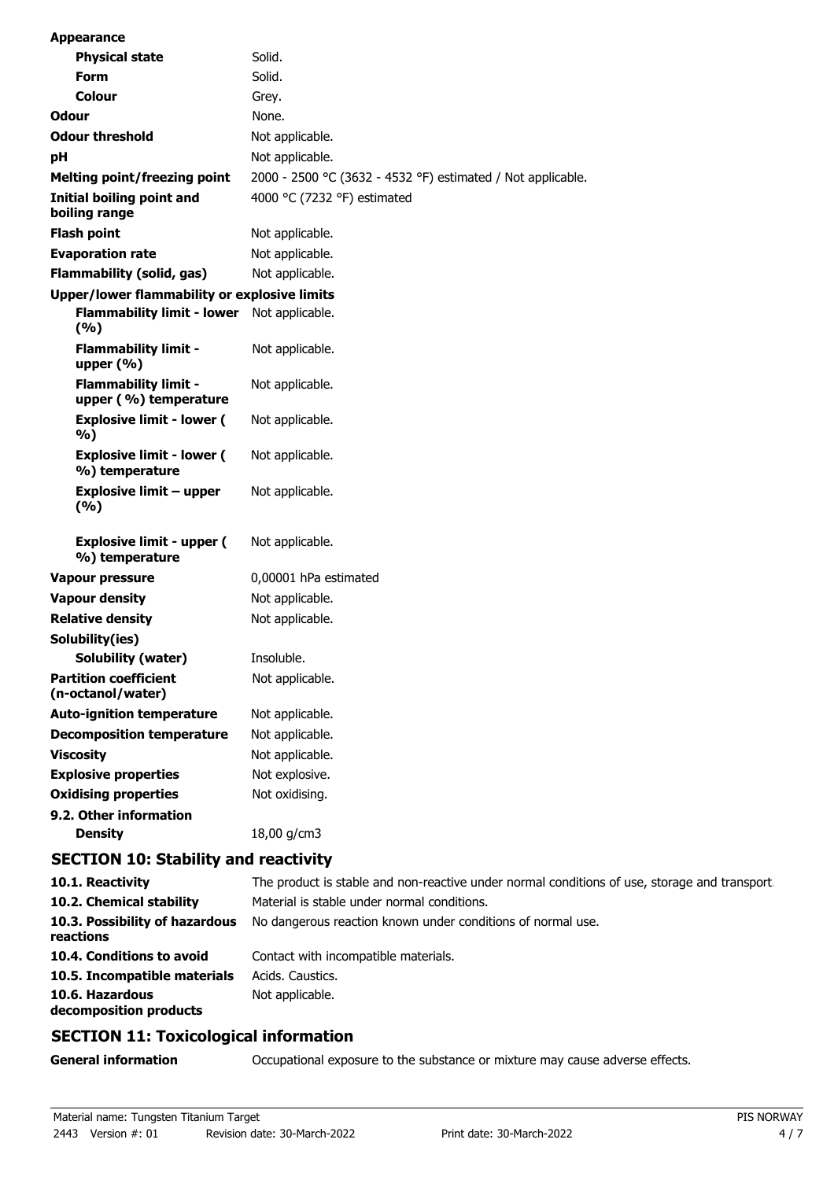| | |
|---|---|
| **Appearance** | |
| **Physical state** | Solid. |
| **Form** | Solid. |
| **Colour** | Grey. |
| **Odour** | None. |
| **Odour threshold** | Not applicable. |
| **pH** | Not applicable. |
| **Melting point/freezing point** | 2000 - 2500 °C (3632 - 4532 °F) estimated / Not applicable. |
| **Initial boiling point and boiling range** | 4000 °C (7232 °F) estimated |
| **Flash point** | Not applicable. |
| **Evaporation rate** | Not applicable. |
| **Flammability (solid, gas)** | Not applicable. |
| **Upper/lower flammability or explosive limits** | |
| **Flammability limit - lower (%)** | Not applicable. |
| **Flammability limit - upper (%)** | Not applicable. |
| **Flammability limit - upper ( %) temperature** | Not applicable. |
| **Explosive limit - lower ( %)** | Not applicable. |
| **Explosive limit - lower ( %) temperature** | Not applicable. |
| **Explosive limit – upper (%)** | Not applicable. |
| **Explosive limit - upper ( %) temperature** | Not applicable. |
| **Vapour pressure** | 0,00001 hPa estimated |
| **Vapour density** | Not applicable. |
| **Relative density** | Not applicable. |
| **Solubility(ies)** | |
| **Solubility (water)** | Insoluble. |
| **Partition coefficient (n-octanol/water)** | Not applicable. |
| **Auto-ignition temperature** | Not applicable. |
| **Decomposition temperature** | Not applicable. |
| **Viscosity** | Not applicable. |
| **Explosive properties** | Not explosive. |
| **Oxidising properties** | Not oxidising. |
| **9.2. Other information** | |
| **Density** | 18,00 g/cm3 |

## SECTION 10: Stability and reactivity

| | |
|---|---|
| **10.1. Reactivity** | The product is stable and non-reactive under normal conditions of use, storage and transport. |
| **10.2. Chemical stability** | Material is stable under normal conditions. |
| **10.3. Possibility of hazardous reactions** | No dangerous reaction known under conditions of normal use. |
| **10.4. Conditions to avoid** | Contact with incompatible materials. |
| **10.5. Incompatible materials** | Acids. Caustics. |
| **10.6. Hazardous decomposition products** | Not applicable. |

## SECTION 11: Toxicological information

| | |
|---|---|
| **General information** | Occupational exposure to the substance or mixture may cause adverse effects. |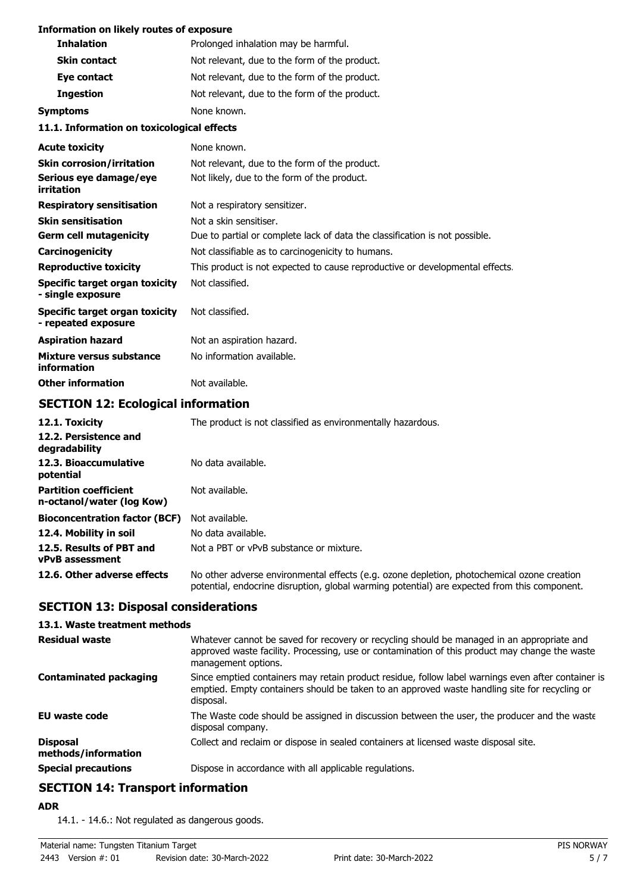**Information on likely routes of exposure**

| | |
|---|---|
| **Inhalation** | Prolonged inhalation may be harmful. |
| **Skin contact** | Not relevant, due to the form of the product. |
| **Eye contact** | Not relevant, due to the form of the product. |
| **Ingestion** | Not relevant, due to the form of the product. |
| **Symptoms** | None known. |

**11.1. Information on toxicological effects**

| | |
|---|---|
| **Acute toxicity** | None known. |
| **Skin corrosion/irritation** | Not relevant, due to the form of the product. |
| **Serious eye damage/eye irritation** | Not likely, due to the form of the product. |
| **Respiratory sensitisation** | Not a respiratory sensitizer. |
| **Skin sensitisation** | Not a skin sensitiser. |
| **Germ cell mutagenicity** | Due to partial or complete lack of data the classification is not possible. |
| **Carcinogenicity** | Not classifiable as to carcinogenicity to humans. |
| **Reproductive toxicity** | This product is not expected to cause reproductive or developmental effects. |
| **Specific target organ toxicity - single exposure** | Not classified. |
| **Specific target organ toxicity - repeated exposure** | Not classified. |
| **Aspiration hazard** | Not an aspiration hazard. |
| **Mixture versus substance information** | No information available. |
| **Other information** | Not available. |

## SECTION 12: Ecological information

| | |
|---|---|
| **12.1. Toxicity** | The product is not classified as environmentally hazardous. |
| **12.2. Persistence and degradability** | |
| **12.3. Bioaccumulative potential** | No data available. |
| **Partition coefficient n-octanol/water (log Kow)** | Not available. |
| **Bioconcentration factor (BCF)** | Not available. |
| **12.4. Mobility in soil** | No data available. |
| **12.5. Results of PBT and vPvB assessment** | Not a PBT or vPvB substance or mixture. |
| **12.6. Other adverse effects** | No other adverse environmental effects (e.g. ozone depletion, photochemical ozone creation potential, endocrine disruption, global warming potential) are expected from this component. |

## SECTION 13: Disposal considerations

**13.1. Waste treatment methods**

| | |
|---|---|
| **Residual waste** | Whatever cannot be saved for recovery or recycling should be managed in an appropriate and approved waste facility. Processing, use or contamination of this product may change the waste management options. |
| **Contaminated packaging** | Since emptied containers may retain product residue, follow label warnings even after container is emptied. Empty containers should be taken to an approved waste handling site for recycling or disposal. |
| **EU waste code** | The Waste code should be assigned in discussion between the user, the producer and the waste disposal company. |
| **Disposal methods/information** | Collect and reclaim or dispose in sealed containers at licensed waste disposal site. |
| **Special precautions** | Dispose in accordance with all applicable regulations. |

## SECTION 14: Transport information

**ADR**

14.1. - 14.6.: Not regulated as dangerous goods.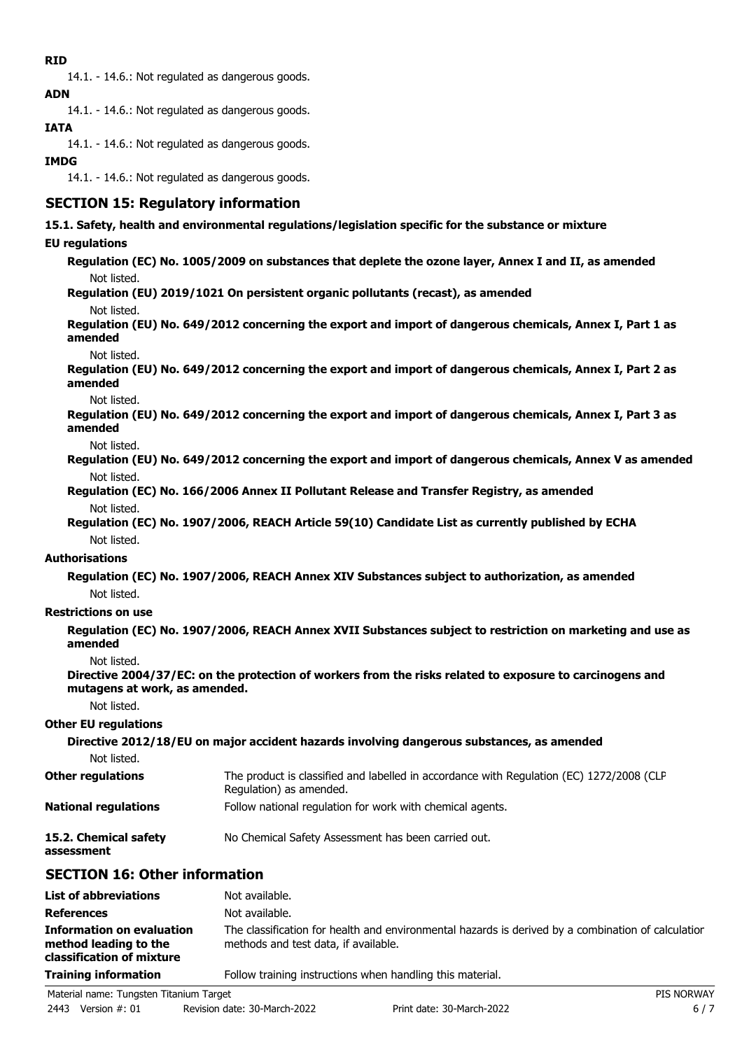**RID**

14.1. - 14.6.: Not regulated as dangerous goods.

**ADN**

14.1. - 14.6.: Not regulated as dangerous goods.

**IATA**

14.1. - 14.6.: Not regulated as dangerous goods.

**IMDG**

14.1. - 14.6.: Not regulated as dangerous goods.

## SECTION 15: Regulatory information

**15.1. Safety, health and environmental regulations/legislation specific for the substance or mixture**

**EU regulations**

**Regulation (EC) No. 1005/2009 on substances that deplete the ozone layer, Annex I and II, as amended**

Not listed.

**Regulation (EU) 2019/1021 On persistent organic pollutants (recast), as amended**

Not listed.

**Regulation (EU) No. 649/2012 concerning the export and import of dangerous chemicals, Annex I, Part 1 as amended**

Not listed.

**Regulation (EU) No. 649/2012 concerning the export and import of dangerous chemicals, Annex I, Part 2 as amended**

Not listed.

**Regulation (EU) No. 649/2012 concerning the export and import of dangerous chemicals, Annex I, Part 3 as amended**

Not listed.

**Regulation (EU) No. 649/2012 concerning the export and import of dangerous chemicals, Annex V as amended**

Not listed.

**Regulation (EC) No. 166/2006 Annex II Pollutant Release and Transfer Registry, as amended**

Not listed.

**Regulation (EC) No. 1907/2006, REACH Article 59(10) Candidate List as currently published by ECHA**

Not listed.

**Authorisations**

**Regulation (EC) No. 1907/2006, REACH Annex XIV Substances subject to authorization, as amended**

Not listed.

**Restrictions on use**

**Regulation (EC) No. 1907/2006, REACH Annex XVII Substances subject to restriction on marketing and use as amended**

Not listed.

**Directive 2004/37/EC: on the protection of workers from the risks related to exposure to carcinogens and mutagens at work, as amended.**

Not listed.

**Other EU regulations**

**Directive 2012/18/EU on major accident hazards involving dangerous substances, as amended**

Not listed.

**Other regulations** The product is classified and labelled in accordance with Regulation (EC) 1272/2008 (CLP Regulation) as amended.

**National regulations** Follow national regulation for work with chemical agents.

**15.2. Chemical safety assessment** No Chemical Safety Assessment has been carried out.

## SECTION 16: Other information

**List of abbreviations** Not available.

**References** Not available.

**Information on evaluation method leading to the classification of mixture** The classification for health and environmental hazards is derived by a combination of calculation methods and test data, if available.

**Training information** Follow training instructions when handling this material.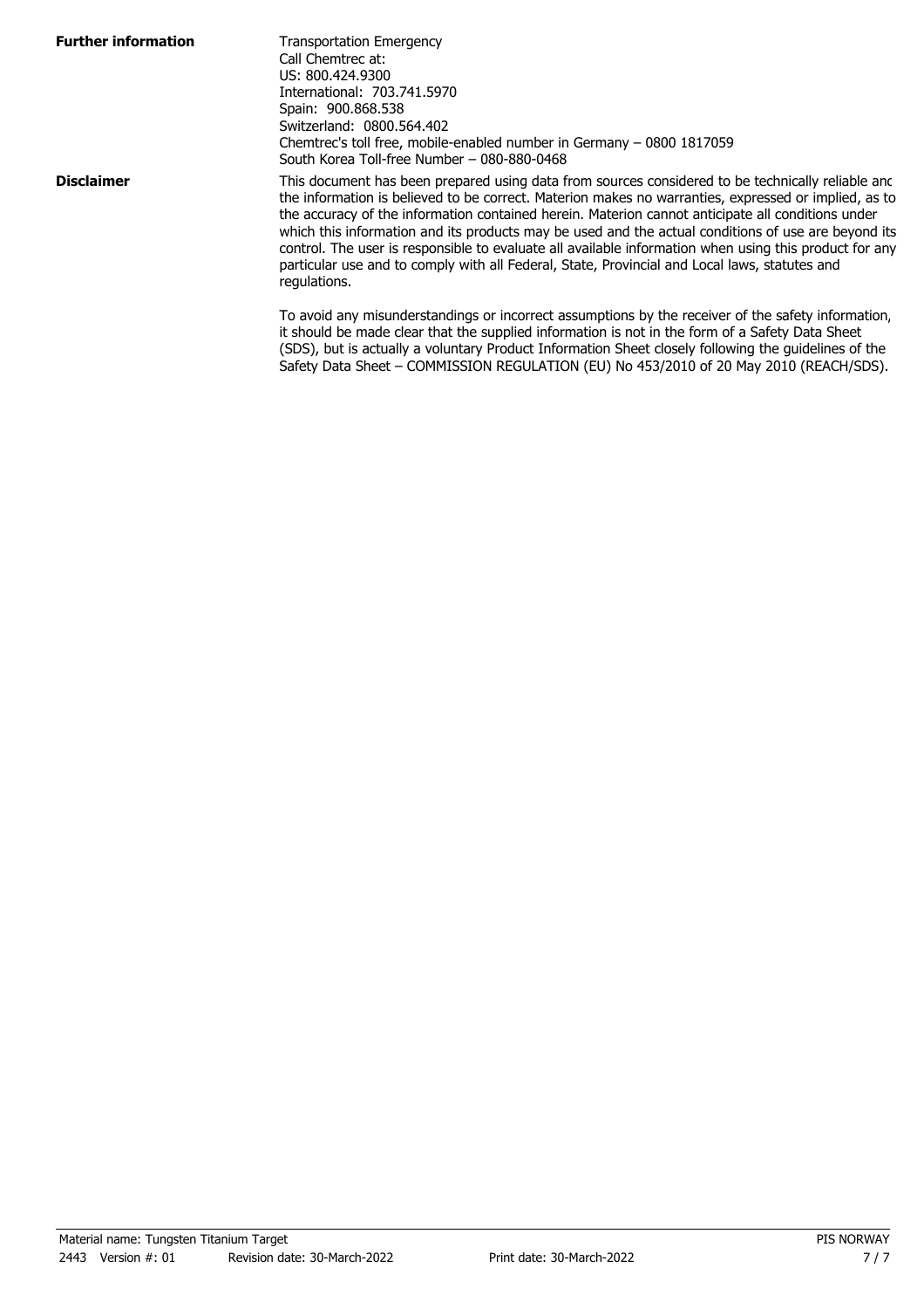**Further information**

Transportation Emergency
Call Chemtrec at:
US: 800.424.9300
International: 703.741.5970
Spain: 900.868.538
Switzerland: 0800.564.402
Chemtrec's toll free, mobile-enabled number in Germany – 0800 1817059
South Korea Toll-free Number – 080-880-0468

**Disclaimer**

This document has been prepared using data from sources considered to be technically reliable and the information is believed to be correct. Materion makes no warranties, expressed or implied, as to the accuracy of the information contained herein. Materion cannot anticipate all conditions under which this information and its products may be used and the actual conditions of use are beyond its control. The user is responsible to evaluate all available information when using this product for any particular use and to comply with all Federal, State, Provincial and Local laws, statutes and regulations.

To avoid any misunderstandings or incorrect assumptions by the receiver of the safety information, it should be made clear that the supplied information is not in the form of a Safety Data Sheet (SDS), but is actually a voluntary Product Information Sheet closely following the guidelines of the Safety Data Sheet – COMMISSION REGULATION (EU) No 453/2010 of 20 May 2010 (REACH/SDS).